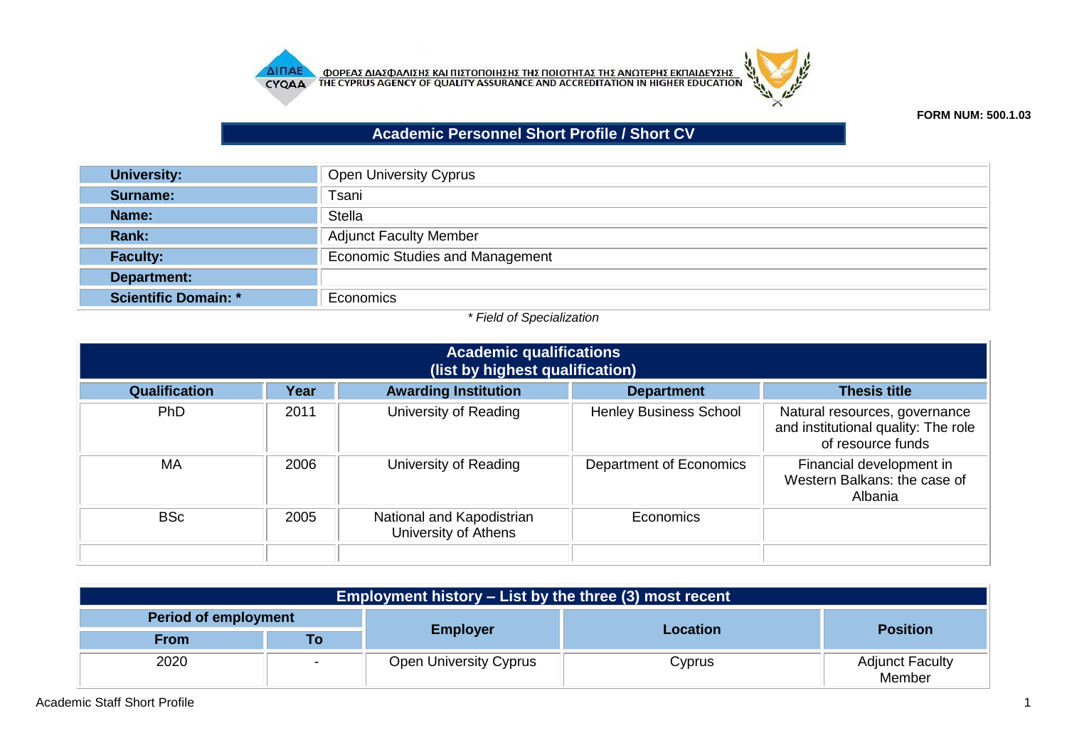ΦΟΡΕΑΣ ΔΙΑΣΦΑΛΙΣΗΣ ΚΑΙ ΠΙΣΤΟΠΟΙΗΣΗΣ ΤΗΣ ΠΟΙΟΤΗΤΑΣ ΤΗΣ ΑΝΩΤΕΡΗΣ ΕΚΠΑΙΔΕΥΣΗΣ
THE CYPRUS AGENCY OF QUALITY ASSURANCE AND ACCREDITATION IN HIGHER EDUCATION

**FORM NUM: 500.1.03**

# Academic Personnel Short Profile / Short CV

| | |
|---|---|
| **University:** | Open University Cyprus |
| **Surname:** | Tsani |
| **Name:** | Stella |
| **Rank:** | Adjunct Faculty Member |
| **Faculty:** | Economic Studies and Management |
| **Department:** | |
| **Scientific Domain: *** | Economics |

*\* Field of Specialization*

## Academic qualifications (list by highest qualification)

| Qualification | Year | Awarding Institution | Department | Thesis title |
|---|---|---|---|---|
| PhD | 2011 | University of Reading | Henley Business School | Natural resources, governance and institutional quality: The role of resource funds |
| MA | 2006 | University of Reading | Department of Economics | Financial development in Western Balkans: the case of Albania |
| BSc | 2005 | National and Kapodistrian University of Athens | Economics | |
| | | | | |

## Employment history – List by the three (3) most recent

| Period of employment | | Employer | Location | Position |
|---|---|---|---|---|
| From | To | | | |
| 2020 | - | Open University Cyprus | Cyprus | Adjunct Faculty Member |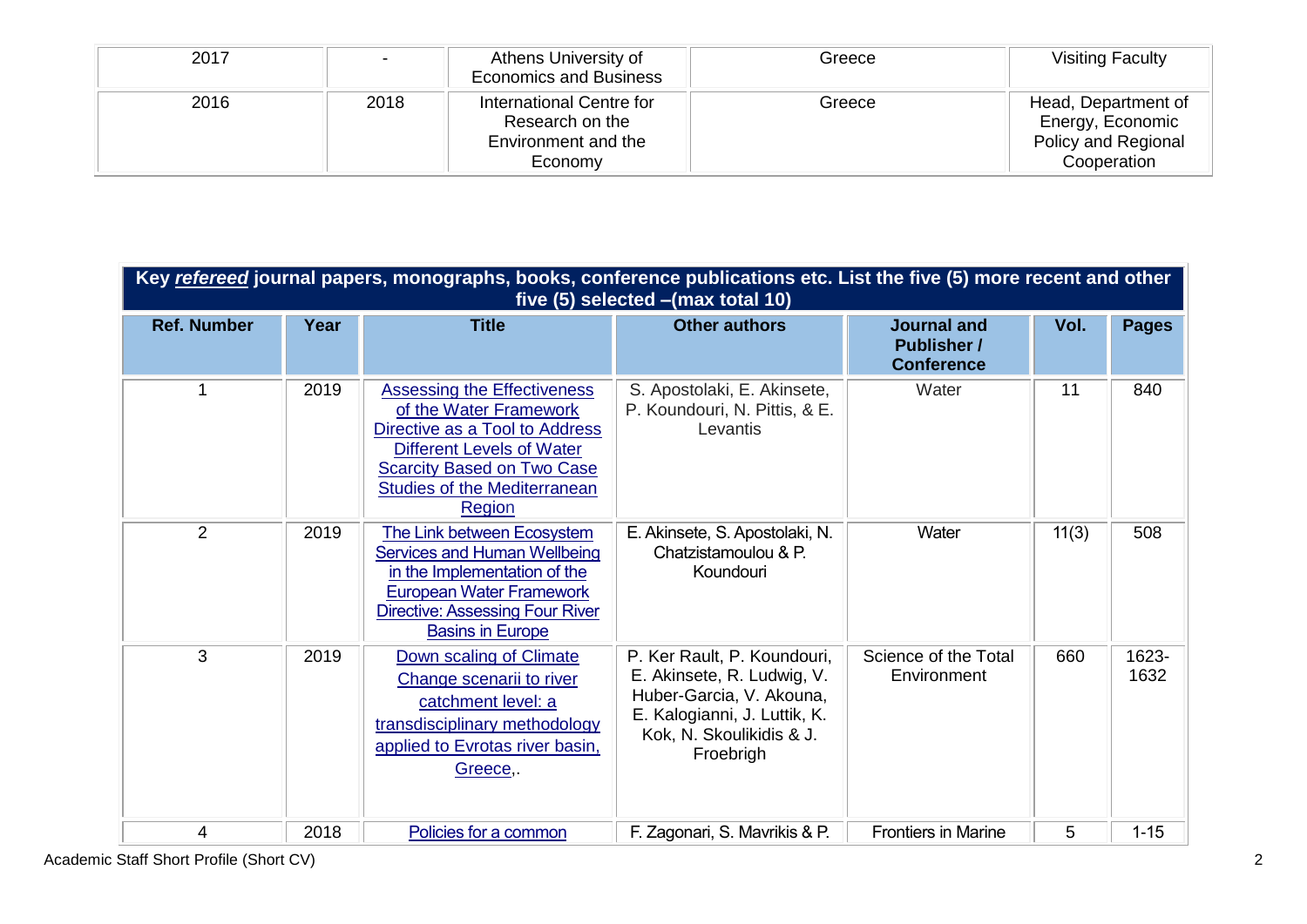| 2017 | - | Athens University of Economics and Business | Greece | Visiting Faculty |
|---|---|---|---|---|
| 2016 | 2018 | International Centre for Research on the Environment and the Economy | Greece | Head, Department of Energy, Economic Policy and Regional Cooperation |

| **Key *refereed* journal papers, monographs, books, conference publications etc. List the five (5) more recent and other five (5) selected –(max total 10)** | | | | | | |
|---|---|---|---|---|---|---|
| **Ref. Number** | **Year** | **Title** | **Other authors** | **Journal and Publisher / Conference** | **Vol.** | **Pages** |
| 1 | 2019 | Assessing the Effectiveness of the Water Framework Directive as a Tool to Address Different Levels of Water Scarcity Based on Two Case Studies of the Mediterranean Region | S. Apostolaki, E. Akinsete, P. Koundouri, N. Pittis, & E. Levantis | Water | 11 | 840 |
| 2 | 2019 | The Link between Ecosystem Services and Human Wellbeing in the Implementation of the European Water Framework Directive: Assessing Four River Basins in Europe | E. Akinsete, S. Apostolaki, N. Chatzistamoulou & P. Koundouri | Water | 11(3) | 508 |
| 3 | 2019 | Down scaling of Climate Change scenarii to river catchment level: a transdisciplinary methodology applied to Evrotas river basin, Greece,. | P. Ker Rault, P. Koundouri, E. Akinsete, R. Ludwig, V. Huber-Garcia, V. Akouna, E. Kalogianni, J. Luttik, K. Kok, N. Skoulikidis & J. Froebrigh | Science of the Total Environment | 660 | 1623-1632 |
| 4 | 2018 | Policies for a common | F. Zagonari, S. Mavrikis & P. | Frontiers in Marine | 5 | 1-15 |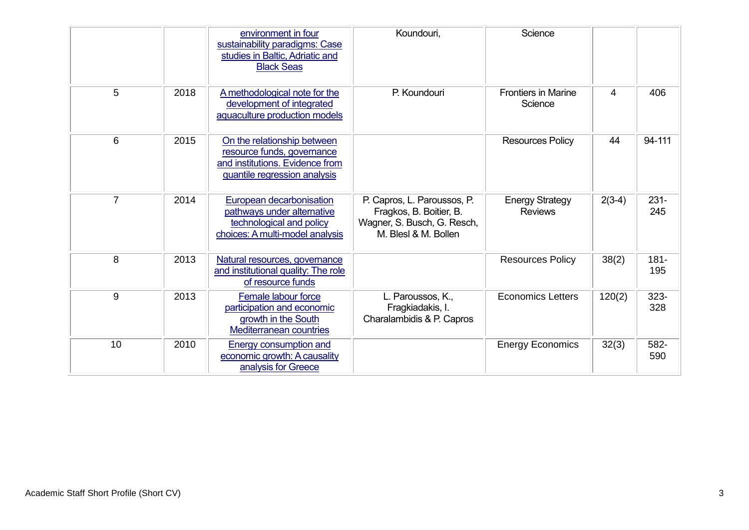| | | | | | | |
|---|---|---|---|---|---|---|
| | | environment in four sustainability paradigms: Case studies in Baltic, Adriatic and Black Seas | Koundouri, | Science | | |
| 5 | 2018 | A methodological note for the development of integrated aquaculture production models | P. Koundouri | Frontiers in Marine Science | 4 | 406 |
| 6 | 2015 | On the relationship between resource funds, governance and institutions. Evidence from quantile regression analysis | | Resources Policy | 44 | 94-111 |
| 7 | 2014 | European decarbonisation pathways under alternative technological and policy choices: A multi-model analysis | P. Capros, L. Paroussos, P. Fragkos, B. Boitier, B. Wagner, S. Busch, G. Resch, M. Blesl & M. Bollen | Energy Strategy Reviews | 2(3-4) | 231-245 |
| 8 | 2013 | Natural resources, governance and institutional quality: The role of resource funds | | Resources Policy | 38(2) | 181-195 |
| 9 | 2013 | Female labour force participation and economic growth in the South Mediterranean countries | L. Paroussos, K., Fragkiadakis, I. Charalambidis & P. Capros | Economics Letters | 120(2) | 323-328 |
| 10 | 2010 | Energy consumption and economic growth: A causality analysis for Greece | | Energy Economics | 32(3) | 582-590 |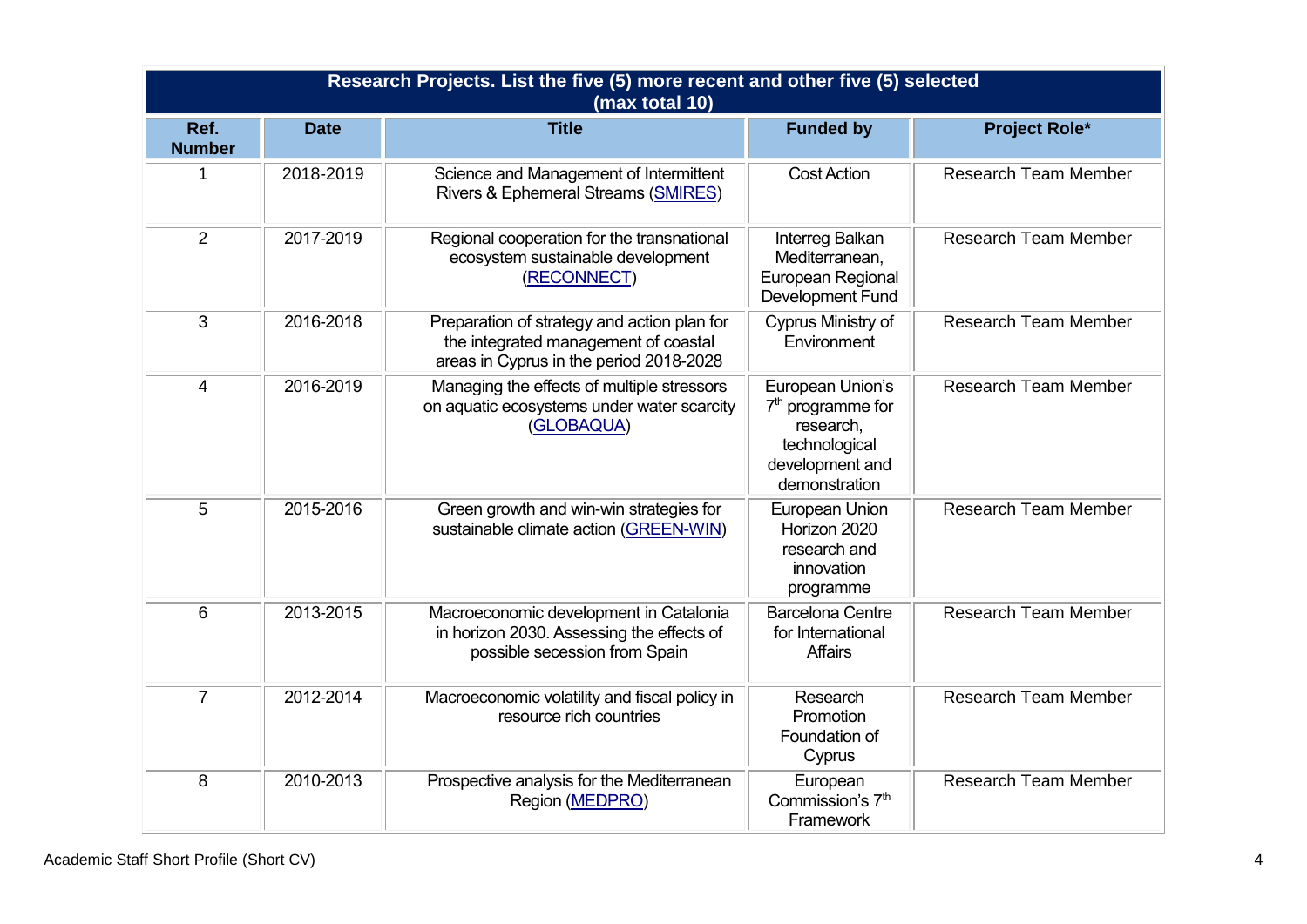| Research Projects. List the five (5) more recent and other five (5) selected (max total 10) | | | | |
|---|---|---|---|---|
| **Ref. Number** | **Date** | **Title** | **Funded by** | **Project Role*** |
| 1 | 2018-2019 | Science and Management of Intermittent Rivers & Ephemeral Streams (SMIRES) | Cost Action | Research Team Member |
| 2 | 2017-2019 | Regional cooperation for the transnational ecosystem sustainable development (RECONNECT) | Interreg Balkan Mediterranean, European Regional Development Fund | Research Team Member |
| 3 | 2016-2018 | Preparation of strategy and action plan for the integrated management of coastal areas in Cyprus in the period 2018-2028 | Cyprus Ministry of Environment | Research Team Member |
| 4 | 2016-2019 | Managing the effects of multiple stressors on aquatic ecosystems under water scarcity (GLOBAQUA) | European Union's 7th programme for research, technological development and demonstration | Research Team Member |
| 5 | 2015-2016 | Green growth and win-win strategies for sustainable climate action (GREEN-WIN) | European Union Horizon 2020 research and innovation programme | Research Team Member |
| 6 | 2013-2015 | Macroeconomic development in Catalonia in horizon 2030. Assessing the effects of possible secession from Spain | Barcelona Centre for International Affairs | Research Team Member |
| 7 | 2012-2014 | Macroeconomic volatility and fiscal policy in resource rich countries | Research Promotion Foundation of Cyprus | Research Team Member |
| 8 | 2010-2013 | Prospective analysis for the Mediterranean Region (MEDPRO) | European Commission's 7th Framework | Research Team Member |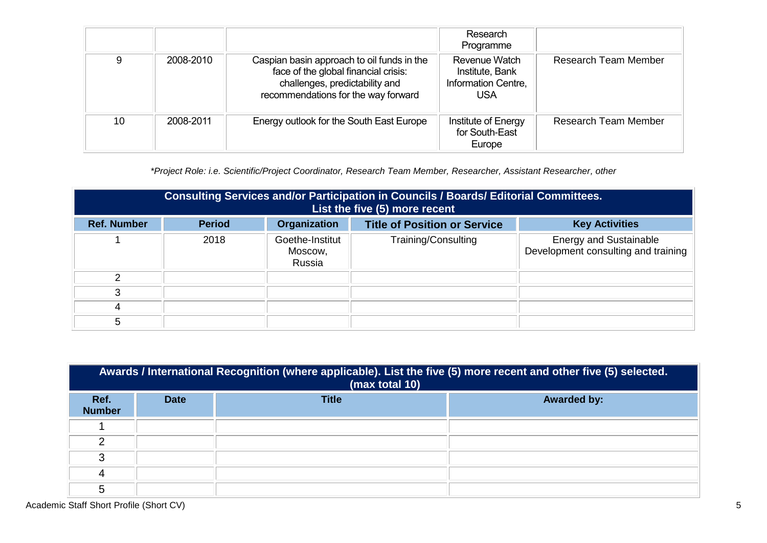| | | | Research Programme | |
|---|---|---|---|---|
| 9 | 2008-2010 | Caspian basin approach to oil funds in the face of the global financial crisis: challenges, predictability and recommendations for the way forward | Revenue Watch Institute, Bank Information Centre, USA | Research Team Member |
| 10 | 2008-2011 | Energy outlook for the South East Europe | Institute of Energy for South-East Europe | Research Team Member |

*\*Project Role: i.e. Scientific/Project Coordinator, Research Team Member, Researcher, Assistant Researcher, other*

| **Consulting Services and/or Participation in Councils / Boards/ Editorial Committees. List the five (5) more recent** | | | | |
|---|---|---|---|---|
| **Ref. Number** | **Period** | **Organization** | **Title of Position or Service** | **Key Activities** |
| 1 | 2018 | Goethe-Institut Moscow, Russia | Training/Consulting | Energy and Sustainable Development consulting and training |
| 2 | | | | |
| 3 | | | | |
| 4 | | | | |
| 5 | | | | |

| **Awards / International Recognition (where applicable). List the five (5) more recent and other five (5) selected. (max total 10)** | | | |
|---|---|---|---|
| **Ref. Number** | **Date** | **Title** | **Awarded by:** |
| 1 | | | |
| 2 | | | |
| 3 | | | |
| 4 | | | |
| 5 | | | |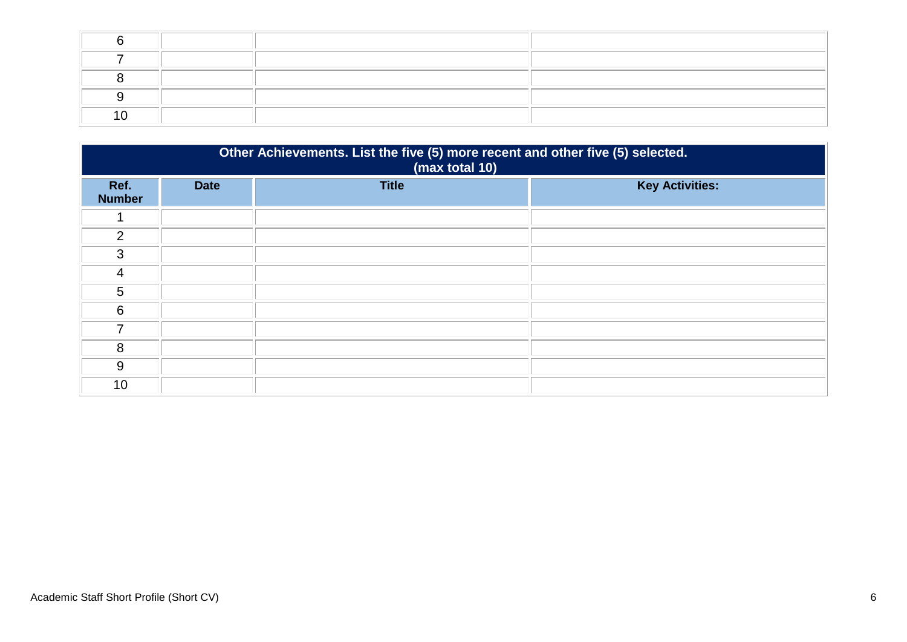| | | | |
|---|---|---|---|
| 6 | | | |
| 7 | | | |
| 8 | | | |
| 9 | | | |
| 10 | | | |

| Other Achievements. List the five (5) more recent and other five (5) selected. (max total 10) | | | |
|---|---|---|---|
| **Ref. Number** | **Date** | **Title** | **Key Activities:** |
| 1 | | | |
| 2 | | | |
| 3 | | | |
| 4 | | | |
| 5 | | | |
| 6 | | | |
| 7 | | | |
| 8 | | | |
| 9 | | | |
| 10 | | | |